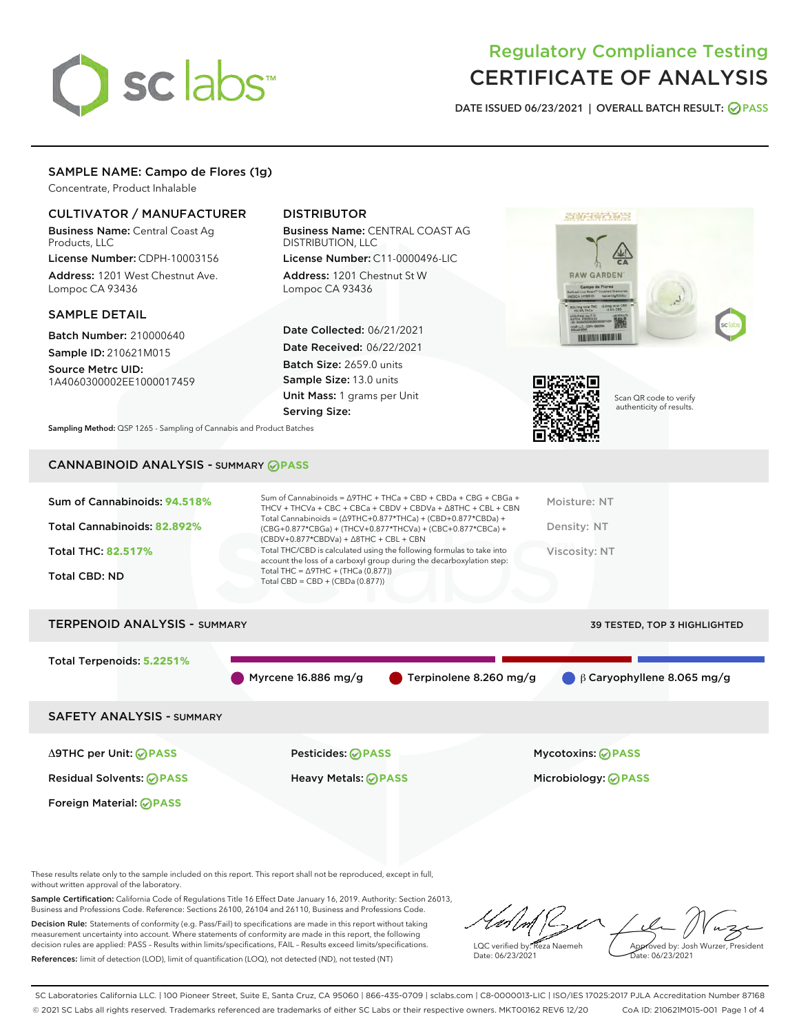# Regulatory Compliance Testing
# CERTIFICATE OF ANALYSIS

DATE ISSUED 06/23/2021 | OVERALL BATCH RESULT: PASS

## SAMPLE NAME: Campo de Flores (1g)

Concentrate, Product Inhalable

### CULTIVATOR / MANUFACTURER

**Business Name:** Central Coast Ag Products, LLC

**License Number:** CDPH-10003156

**Address:** 1201 West Chestnut Ave. Lompoc CA 93436

### DISTRIBUTOR

**Business Name:** CENTRAL COAST AG DISTRIBUTION, LLC

**License Number:** C11-0000496-LIC

**Address:** 1201 Chestnut St W Lompoc CA 93436

### SAMPLE DETAIL

**Batch Number:** 210000640

**Sample ID:** 210621M015

**Source Metrc UID:** 1A4060300002EE1000017459

**Date Collected:** 06/21/2021

**Date Received:** 06/22/2021

**Batch Size:** 2659.0 units

**Sample Size:** 13.0 units

**Unit Mass:** 1 grams per Unit

**Serving Size:**

Scan QR code to verify authenticity of results.

**Sampling Method:** QSP 1265 - Sampling of Cannabis and Product Batches

## CANNABINOID ANALYSIS - SUMMARY PASS

**Sum of Cannabinoids:** 94.518%

**Total Cannabinoids:** 82.892%

**Total THC:** 82.517%

**Total CBD:** ND

Sum of Cannabinoids = Δ9THC + THCa + CBD + CBDa + CBG + CBGa + THCV + THCVa + CBC + CBCa + CBDV + CBDVa + Δ8THC + CBL + CBN

Total Cannabinoids = (Δ9THC+0.877*THCa) + (CBD+0.877*CBDa) + (CBG+0.877*CBGa) + (THCV+0.877*THCVa) + (CBC+0.877*CBCa) + (CBDV+0.877*CBDVa) + Δ8THC + CBL + CBN

Total THC/CBD is calculated using the following formulas to take into account the loss of a carboxyl group during the decarboxylation step:

Total THC = Δ9THC + (THCa (0.877))

Total CBD = CBD + (CBDa (0.877))

Moisture: NT

Density: NT

Viscosity: NT

## TERPENOID ANALYSIS - SUMMARY

39 TESTED, TOP 3 HIGHLIGHTED

**Total Terpenoids:** 5.2251%

- Myrcene 16.886 mg/g
- Terpinolene 8.260 mg/g
- β Caryophyllene 8.065 mg/g

## SAFETY ANALYSIS - SUMMARY

| | | |
|---|---|---|
| Δ9THC per Unit: PASS | Pesticides: PASS | Mycotoxins: PASS |
| Residual Solvents: PASS | Heavy Metals: PASS | Microbiology: PASS |
| Foreign Material: PASS | | |

These results relate only to the sample included on this report. This report shall not be reproduced, except in full, without written approval of the laboratory.

**Sample Certification:** California Code of Regulations Title 16 Effect Date January 16, 2019. Authority: Section 26013, Business and Professions Code. Reference: Sections 26100, 26104 and 26110, Business and Professions Code.

**Decision Rule:** Statements of conformity (e.g. Pass/Fail) to specifications are made in this report without taking measurement uncertainty into account. Where statements of conformity are made in this report, the following decision rules are applied: PASS – Results within limits/specifications, FAIL – Results exceed limits/specifications.

**References:** limit of detection (LOD), limit of quantification (LOQ), not detected (ND), not tested (NT)

LQC verified by: Reza Naemeh
Date: 06/23/2021

Approved by: Josh Wurzer, President
Date: 06/23/2021

SC Laboratories California LLC. | 100 Pioneer Street, Suite E, Santa Cruz, CA 95060 | 866-435-0709 | sclabs.com | C8-0000013-LIC | ISO/IES 17025:2017 PJLA Accreditation Number 87168
© 2021 SC Labs all rights reserved. Trademarks referenced are trademarks of either SC Labs or their respective owners. MKT00162 REV6 12/20 CoA ID: 210621M015-001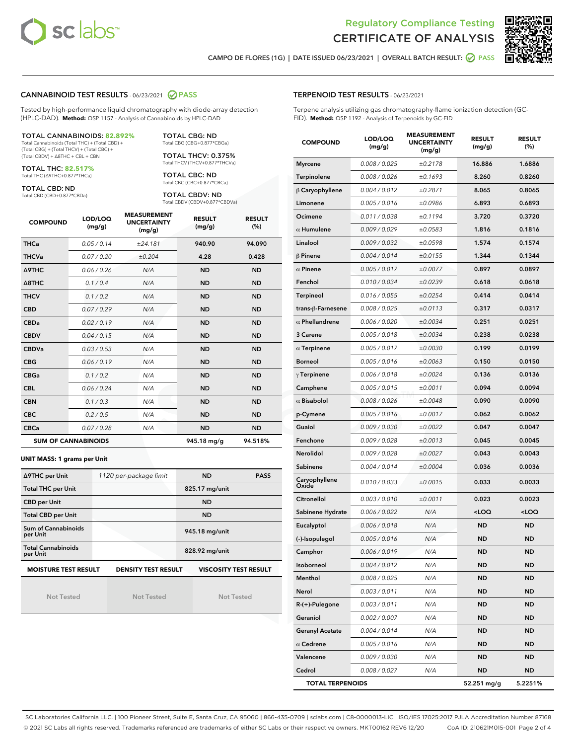Regulatory Compliance Testing
# CERTIFICATE OF ANALYSIS

CAMPO DE FLORES (1G) | DATE ISSUED 06/23/2021 | OVERALL BATCH RESULT: PASS

## CANNABINOID TEST RESULTS - 06/23/2021 PASS

Tested by high-performance liquid chromatography with diode-array detection (HPLC-DAD). **Method:** QSP 1157 - Analysis of Cannabinoids by HPLC-DAD

**TOTAL CANNABINOIDS: 82.892%**
Total Cannabinoids (Total THC) + (Total CBD) + (Total CBG) + (Total THCV) + (Total CBC) + (Total CBDV) + Δ8THC + CBL + CBN

**TOTAL THC: 82.517%**
Total THC (Δ9THC+0.877*THCa)

**TOTAL CBD: ND**
Total CBD (CBD+0.877*CBDa)

**TOTAL CBG: ND**
Total CBG (CBG+0.877*CBGa)

**TOTAL THCV: 0.375%**
Total THCV (THCV+0.877*THCVa)

**TOTAL CBC: ND**
Total CBC (CBC+0.877*CBCa)

**TOTAL CBDV: ND**
Total CBDV (CBDV+0.877*CBDVa)

| COMPOUND | LOD/LOQ (mg/g) | MEASUREMENT UNCERTAINTY (mg/g) | RESULT (mg/g) | RESULT (%) |
|---|---|---|---|---|
| THCa | 0.05 / 0.14 | ±24.181 | 940.90 | 94.090 |
| THCVa | 0.07 / 0.20 | ±0.204 | 4.28 | 0.428 |
| Δ9THC | 0.06 / 0.26 | N/A | ND | ND |
| Δ8THC | 0.1 / 0.4 | N/A | ND | ND |
| THCV | 0.1 / 0.2 | N/A | ND | ND |
| CBD | 0.07 / 0.29 | N/A | ND | ND |
| CBDa | 0.02 / 0.19 | N/A | ND | ND |
| CBDV | 0.04 / 0.15 | N/A | ND | ND |
| CBDVa | 0.03 / 0.53 | N/A | ND | ND |
| CBG | 0.06 / 0.19 | N/A | ND | ND |
| CBGa | 0.1 / 0.2 | N/A | ND | ND |
| CBL | 0.06 / 0.24 | N/A | ND | ND |
| CBN | 0.1 / 0.3 | N/A | ND | ND |
| CBC | 0.2 / 0.5 | N/A | ND | ND |
| CBCa | 0.07 / 0.28 | N/A | ND | ND |
| **SUM OF CANNABINOIDS** | | | 945.18 mg/g | 94.518% |

**UNIT MASS: 1 grams per Unit**

| | | | |
|---|---|---|---|
| Δ9THC per Unit | 1120 per-package limit | ND | PASS |
| Total THC per Unit | | 825.17 mg/unit | |
| CBD per Unit | | ND | |
| Total CBD per Unit | | ND | |
| Sum of Cannabinoids per Unit | | 945.18 mg/unit | |
| Total Cannabinoids per Unit | | 828.92 mg/unit | |

| MOISTURE TEST RESULT | DENSITY TEST RESULT | VISCOSITY TEST RESULT |
|---|---|---|
| Not Tested | Not Tested | Not Tested |

## TERPENOID TEST RESULTS - 06/23/2021

Terpene analysis utilizing gas chromatography-flame ionization detection (GC-FID). **Method:** QSP 1192 - Analysis of Terpenoids by GC-FID

| COMPOUND | LOD/LOQ (mg/g) | MEASUREMENT UNCERTAINTY (mg/g) | RESULT (mg/g) | RESULT (%) |
|---|---|---|---|---|
| Myrcene | 0.008 / 0.025 | ±0.2178 | 16.886 | 1.6886 |
| Terpinolene | 0.008 / 0.026 | ±0.1693 | 8.260 | 0.8260 |
| β Caryophyllene | 0.004 / 0.012 | ±0.2871 | 8.065 | 0.8065 |
| Limonene | 0.005 / 0.016 | ±0.0986 | 6.893 | 0.6893 |
| Ocimene | 0.011 / 0.038 | ±0.1194 | 3.720 | 0.3720 |
| α Humulene | 0.009 / 0.029 | ±0.0583 | 1.816 | 0.1816 |
| Linalool | 0.009 / 0.032 | ±0.0598 | 1.574 | 0.1574 |
| β Pinene | 0.004 / 0.014 | ±0.0155 | 1.344 | 0.1344 |
| α Pinene | 0.005 / 0.017 | ±0.0077 | 0.897 | 0.0897 |
| Fenchol | 0.010 / 0.034 | ±0.0239 | 0.618 | 0.0618 |
| Terpineol | 0.016 / 0.055 | ±0.0254 | 0.414 | 0.0414 |
| trans-β-Farnesene | 0.008 / 0.025 | ±0.0113 | 0.317 | 0.0317 |
| α Phellandrene | 0.006 / 0.020 | ±0.0034 | 0.251 | 0.0251 |
| 3 Carene | 0.005 / 0.018 | ±0.0034 | 0.238 | 0.0238 |
| α Terpinene | 0.005 / 0.017 | ±0.0030 | 0.199 | 0.0199 |
| Borneol | 0.005 / 0.016 | ±0.0063 | 0.150 | 0.0150 |
| γ Terpinene | 0.006 / 0.018 | ±0.0024 | 0.136 | 0.0136 |
| Camphene | 0.005 / 0.015 | ±0.0011 | 0.094 | 0.0094 |
| α Bisabolol | 0.008 / 0.026 | ±0.0048 | 0.090 | 0.0090 |
| p-Cymene | 0.005 / 0.016 | ±0.0017 | 0.062 | 0.0062 |
| Guaiol | 0.009 / 0.030 | ±0.0022 | 0.047 | 0.0047 |
| Fenchone | 0.009 / 0.028 | ±0.0013 | 0.045 | 0.0045 |
| Nerolidol | 0.009 / 0.028 | ±0.0027 | 0.043 | 0.0043 |
| Sabinene | 0.004 / 0.014 | ±0.0004 | 0.036 | 0.0036 |
| Caryophyllene Oxide | 0.010 / 0.033 | ±0.0015 | 0.033 | 0.0033 |
| Citronellol | 0.003 / 0.010 | ±0.0011 | 0.023 | 0.0023 |
| Sabinene Hydrate | 0.006 / 0.022 | N/A | <LOQ | <LOQ |
| Eucalyptol | 0.006 / 0.018 | N/A | ND | ND |
| (-)-Isopulegol | 0.005 / 0.016 | N/A | ND | ND |
| Camphor | 0.006 / 0.019 | N/A | ND | ND |
| Isoborneol | 0.004 / 0.012 | N/A | ND | ND |
| Menthol | 0.008 / 0.025 | N/A | ND | ND |
| Nerol | 0.003 / 0.011 | N/A | ND | ND |
| R-(+)-Pulegone | 0.003 / 0.011 | N/A | ND | ND |
| Geraniol | 0.002 / 0.007 | N/A | ND | ND |
| Geranyl Acetate | 0.004 / 0.014 | N/A | ND | ND |
| α Cedrene | 0.005 / 0.016 | N/A | ND | ND |
| Valencene | 0.009 / 0.030 | N/A | ND | ND |
| Cedrol | 0.008 / 0.027 | N/A | ND | ND |
| **TOTAL TERPENOIDS** | | | 52.251 mg/g | 5.2251% |

SC Laboratories California LLC. | 100 Pioneer Street, Suite E, Santa Cruz, CA 95060 | 866-435-0709 | sclabs.com | C8-0000013-LIC | ISO/IES 17025:2017 PJLA Accreditation Number 87168
© 2021 SC Labs all rights reserved. Trademarks referenced are trademarks of either SC Labs or their respective owners. MKT00162 REV6 12/20 CoA ID: 210621M015-001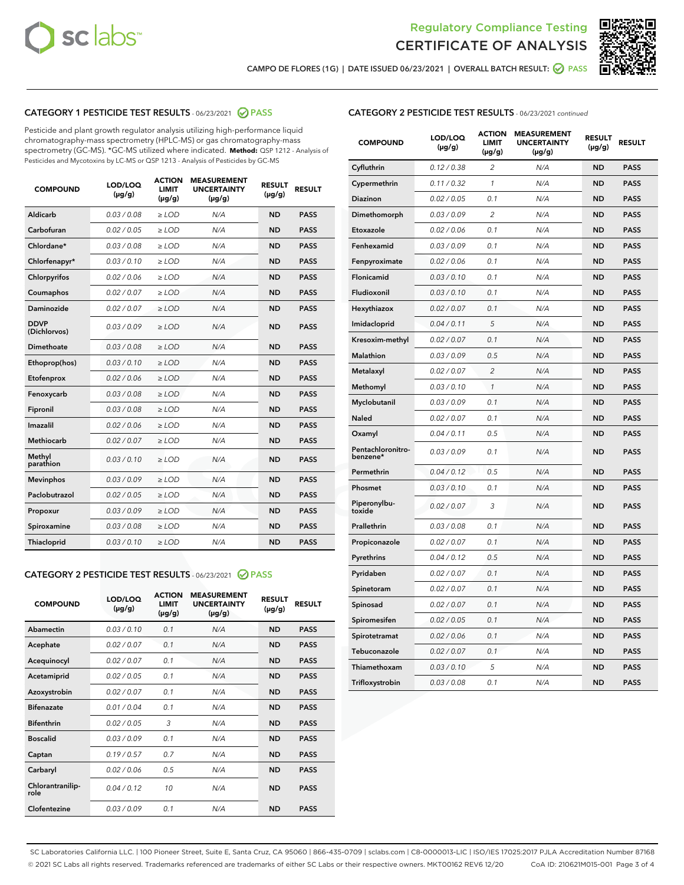Regulatory Compliance Testing

# CERTIFICATE OF ANALYSIS

CAMPO DE FLORES (1G) | DATE ISSUED 06/23/2021 | OVERALL BATCH RESULT: PASS

## CATEGORY 1 PESTICIDE TEST RESULTS - 06/23/2021 PASS

Pesticide and plant growth regulator analysis utilizing high-performance liquid chromatography-mass spectrometry (HPLC-MS) or gas chromatography-mass spectrometry (GC-MS). *GC-MS utilized where indicated. **Method:** QSP 1212 - Analysis of Pesticides and Mycotoxins by LC-MS or QSP 1213 - Analysis of Pesticides by GC-MS

| COMPOUND | LOD/LOQ (µg/g) | ACTION LIMIT (µg/g) | MEASUREMENT UNCERTAINTY (µg/g) | RESULT (µg/g) | RESULT |
|---|---|---|---|---|---|
| Aldicarb | 0.03 / 0.08 | ≥ LOD | N/A | ND | PASS |
| Carbofuran | 0.02 / 0.05 | ≥ LOD | N/A | ND | PASS |
| Chlordane* | 0.03 / 0.08 | ≥ LOD | N/A | ND | PASS |
| Chlorfenapyr* | 0.03 / 0.10 | ≥ LOD | N/A | ND | PASS |
| Chlorpyrifos | 0.02 / 0.06 | ≥ LOD | N/A | ND | PASS |
| Coumaphos | 0.02 / 0.07 | ≥ LOD | N/A | ND | PASS |
| Daminozide | 0.02 / 0.07 | ≥ LOD | N/A | ND | PASS |
| DDVP (Dichlorvos) | 0.03 / 0.09 | ≥ LOD | N/A | ND | PASS |
| Dimethoate | 0.03 / 0.08 | ≥ LOD | N/A | ND | PASS |
| Ethoprop(hos) | 0.03 / 0.10 | ≥ LOD | N/A | ND | PASS |
| Etofenprox | 0.02 / 0.06 | ≥ LOD | N/A | ND | PASS |
| Fenoxycarb | 0.03 / 0.08 | ≥ LOD | N/A | ND | PASS |
| Fipronil | 0.03 / 0.08 | ≥ LOD | N/A | ND | PASS |
| Imazalil | 0.02 / 0.06 | ≥ LOD | N/A | ND | PASS |
| Methiocarb | 0.02 / 0.07 | ≥ LOD | N/A | ND | PASS |
| Methyl parathion | 0.03 / 0.10 | ≥ LOD | N/A | ND | PASS |
| Mevinphos | 0.03 / 0.09 | ≥ LOD | N/A | ND | PASS |
| Paclobutrazol | 0.02 / 0.05 | ≥ LOD | N/A | ND | PASS |
| Propoxur | 0.03 / 0.09 | ≥ LOD | N/A | ND | PASS |
| Spiroxamine | 0.03 / 0.08 | ≥ LOD | N/A | ND | PASS |
| Thiacloprid | 0.03 / 0.10 | ≥ LOD | N/A | ND | PASS |

## CATEGORY 2 PESTICIDE TEST RESULTS - 06/23/2021 PASS

| COMPOUND | LOD/LOQ (µg/g) | ACTION LIMIT (µg/g) | MEASUREMENT UNCERTAINTY (µg/g) | RESULT (µg/g) | RESULT |
|---|---|---|---|---|---|
| Abamectin | 0.03 / 0.10 | 0.1 | N/A | ND | PASS |
| Acephate | 0.02 / 0.07 | 0.1 | N/A | ND | PASS |
| Acequinocyl | 0.02 / 0.07 | 0.1 | N/A | ND | PASS |
| Acetamiprid | 0.02 / 0.05 | 0.1 | N/A | ND | PASS |
| Azoxystrobin | 0.02 / 0.07 | 0.1 | N/A | ND | PASS |
| Bifenazate | 0.01 / 0.04 | 0.1 | N/A | ND | PASS |
| Bifenthrin | 0.02 / 0.05 | 3 | N/A | ND | PASS |
| Boscalid | 0.03 / 0.09 | 0.1 | N/A | ND | PASS |
| Captan | 0.19 / 0.57 | 0.7 | N/A | ND | PASS |
| Carbaryl | 0.02 / 0.06 | 0.5 | N/A | ND | PASS |
| Chlorantraniliprole | 0.04 / 0.12 | 10 | N/A | ND | PASS |
| Clofentezine | 0.03 / 0.09 | 0.1 | N/A | ND | PASS |
| Cyfluthrin | 0.12 / 0.38 | 2 | N/A | ND | PASS |
| Cypermethrin | 0.11 / 0.32 | 1 | N/A | ND | PASS |
| Diazinon | 0.02 / 0.05 | 0.1 | N/A | ND | PASS |
| Dimethomorph | 0.03 / 0.09 | 2 | N/A | ND | PASS |
| Etoxazole | 0.02 / 0.06 | 0.1 | N/A | ND | PASS |
| Fenhexamid | 0.03 / 0.09 | 0.1 | N/A | ND | PASS |
| Fenpyroximate | 0.02 / 0.06 | 0.1 | N/A | ND | PASS |
| Flonicamid | 0.03 / 0.10 | 0.1 | N/A | ND | PASS |
| Fludioxonil | 0.03 / 0.10 | 0.1 | N/A | ND | PASS |
| Hexythiazox | 0.02 / 0.07 | 0.1 | N/A | ND | PASS |
| Imidacloprid | 0.04 / 0.11 | 5 | N/A | ND | PASS |
| Kresoxim-methyl | 0.02 / 0.07 | 0.1 | N/A | ND | PASS |
| Malathion | 0.03 / 0.09 | 0.5 | N/A | ND | PASS |
| Metalaxyl | 0.02 / 0.07 | 2 | N/A | ND | PASS |
| Methomyl | 0.03 / 0.10 | 1 | N/A | ND | PASS |
| Myclobutanil | 0.03 / 0.09 | 0.1 | N/A | ND | PASS |
| Naled | 0.02 / 0.07 | 0.1 | N/A | ND | PASS |
| Oxamyl | 0.04 / 0.11 | 0.5 | N/A | ND | PASS |
| Pentachloronitrobenzene* | 0.03 / 0.09 | 0.1 | N/A | ND | PASS |
| Permethrin | 0.04 / 0.12 | 0.5 | N/A | ND | PASS |
| Phosmet | 0.03 / 0.10 | 0.1 | N/A | ND | PASS |
| Piperonylbutoxide | 0.02 / 0.07 | 3 | N/A | ND | PASS |
| Prallethrin | 0.03 / 0.08 | 0.1 | N/A | ND | PASS |
| Propiconazole | 0.02 / 0.07 | 0.1 | N/A | ND | PASS |
| Pyrethrins | 0.04 / 0.12 | 0.5 | N/A | ND | PASS |
| Pyridaben | 0.02 / 0.07 | 0.1 | N/A | ND | PASS |
| Spinetoram | 0.02 / 0.07 | 0.1 | N/A | ND | PASS |
| Spinosad | 0.02 / 0.07 | 0.1 | N/A | ND | PASS |
| Spiromesifen | 0.02 / 0.05 | 0.1 | N/A | ND | PASS |
| Spirotetramat | 0.02 / 0.06 | 0.1 | N/A | ND | PASS |
| Tebuconazole | 0.02 / 0.07 | 0.1 | N/A | ND | PASS |
| Thiamethoxam | 0.03 / 0.10 | 5 | N/A | ND | PASS |
| Trifloxystrobin | 0.03 / 0.08 | 0.1 | N/A | ND | PASS |

SC Laboratories California LLC. | 100 Pioneer Street, Suite E, Santa Cruz, CA 95060 | 866-435-0709 | sclabs.com | C8-0000013-LIC | ISO/IES 17025:2017 PJLA Accreditation Number 87168
© 2021 SC Labs all rights reserved. Trademarks referenced are trademarks of either SC Labs or their respective owners. MKT00162 REV6 12/20 CoA ID: 210621M015-001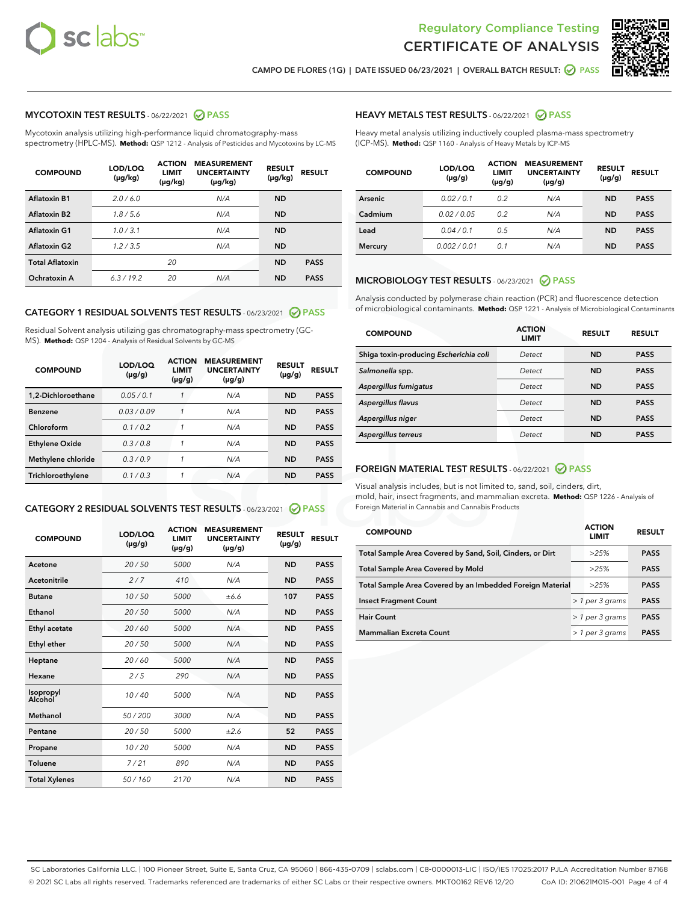Regulatory Compliance Testing
CERTIFICATE OF ANALYSIS

CAMPO DE FLORES (1G) | DATE ISSUED 06/23/2021 | OVERALL BATCH RESULT: PASS

## MYCOTOXIN TEST RESULTS - 06/22/2021 PASS

Mycotoxin analysis utilizing high-performance liquid chromatography-mass spectrometry (HPLC-MS). **Method:** QSP 1212 - Analysis of Pesticides and Mycotoxins by LC-MS

| COMPOUND | LOD/LOQ (µg/kg) | ACTION LIMIT (µg/kg) | MEASUREMENT UNCERTAINTY (µg/kg) | RESULT (µg/kg) | RESULT |
|---|---|---|---|---|---|
| Aflatoxin B1 | 2.0 / 6.0 | | N/A | ND | |
| Aflatoxin B2 | 1.8 / 5.6 | | N/A | ND | |
| Aflatoxin G1 | 1.0 / 3.1 | | N/A | ND | |
| Aflatoxin G2 | 1.2 / 3.5 | | N/A | ND | |
| Total Aflatoxin | | 20 | | ND | PASS |
| Ochratoxin A | 6.3 / 19.2 | 20 | N/A | ND | PASS |

## CATEGORY 1 RESIDUAL SOLVENTS TEST RESULTS - 06/23/2021 PASS

Residual Solvent analysis utilizing gas chromatography-mass spectrometry (GC-MS). **Method:** QSP 1204 - Analysis of Residual Solvents by GC-MS

| COMPOUND | LOD/LOQ (µg/g) | ACTION LIMIT (µg/g) | MEASUREMENT UNCERTAINTY (µg/g) | RESULT (µg/g) | RESULT |
|---|---|---|---|---|---|
| 1,2-Dichloroethane | 0.05 / 0.1 | 1 | N/A | ND | PASS |
| Benzene | 0.03 / 0.09 | 1 | N/A | ND | PASS |
| Chloroform | 0.1 / 0.2 | 1 | N/A | ND | PASS |
| Ethylene Oxide | 0.3 / 0.8 | 1 | N/A | ND | PASS |
| Methylene chloride | 0.3 / 0.9 | 1 | N/A | ND | PASS |
| Trichloroethylene | 0.1 / 0.3 | 1 | N/A | ND | PASS |

## CATEGORY 2 RESIDUAL SOLVENTS TEST RESULTS - 06/23/2021 PASS

| COMPOUND | LOD/LOQ (µg/g) | ACTION LIMIT (µg/g) | MEASUREMENT UNCERTAINTY (µg/g) | RESULT (µg/g) | RESULT |
|---|---|---|---|---|---|
| Acetone | 20 / 50 | 5000 | N/A | ND | PASS |
| Acetonitrile | 2 / 7 | 410 | N/A | ND | PASS |
| Butane | 10 / 50 | 5000 | ±6.6 | 107 | PASS |
| Ethanol | 20 / 50 | 5000 | N/A | ND | PASS |
| Ethyl acetate | 20 / 60 | 5000 | N/A | ND | PASS |
| Ethyl ether | 20 / 50 | 5000 | N/A | ND | PASS |
| Heptane | 20 / 60 | 5000 | N/A | ND | PASS |
| Hexane | 2 / 5 | 290 | N/A | ND | PASS |
| Isopropyl Alcohol | 10 / 40 | 5000 | N/A | ND | PASS |
| Methanol | 50 / 200 | 3000 | N/A | ND | PASS |
| Pentane | 20 / 50 | 5000 | ±2.6 | 52 | PASS |
| Propane | 10 / 20 | 5000 | N/A | ND | PASS |
| Toluene | 7 / 21 | 890 | N/A | ND | PASS |
| Total Xylenes | 50 / 160 | 2170 | N/A | ND | PASS |

## HEAVY METALS TEST RESULTS - 06/22/2021 PASS

Heavy metal analysis utilizing inductively coupled plasma-mass spectrometry (ICP-MS). **Method:** QSP 1160 - Analysis of Heavy Metals by ICP-MS

| COMPOUND | LOD/LOQ (µg/g) | ACTION LIMIT (µg/g) | MEASUREMENT UNCERTAINTY (µg/g) | RESULT (µg/g) | RESULT |
|---|---|---|---|---|---|
| Arsenic | 0.02 / 0.1 | 0.2 | N/A | ND | PASS |
| Cadmium | 0.02 / 0.05 | 0.2 | N/A | ND | PASS |
| Lead | 0.04 / 0.1 | 0.5 | N/A | ND | PASS |
| Mercury | 0.002 / 0.01 | 0.1 | N/A | ND | PASS |

## MICROBIOLOGY TEST RESULTS - 06/23/2021 PASS

Analysis conducted by polymerase chain reaction (PCR) and fluorescence detection of microbiological contaminants. **Method:** QSP 1221 - Analysis of Microbiological Contaminants

| COMPOUND | ACTION LIMIT | RESULT | RESULT |
|---|---|---|---|
| Shiga toxin-producing *Escherichia coli* | Detect | ND | PASS |
| *Salmonella* spp. | Detect | ND | PASS |
| *Aspergillus fumigatus* | Detect | ND | PASS |
| *Aspergillus flavus* | Detect | ND | PASS |
| *Aspergillus niger* | Detect | ND | PASS |
| *Aspergillus terreus* | Detect | ND | PASS |

## FOREIGN MATERIAL TEST RESULTS - 06/22/2021 PASS

Visual analysis includes, but is not limited to, sand, soil, cinders, dirt, mold, hair, insect fragments, and mammalian excreta. **Method:** QSP 1226 - Analysis of Foreign Material in Cannabis and Cannabis Products

| COMPOUND | ACTION LIMIT | RESULT |
|---|---|---|
| Total Sample Area Covered by Sand, Soil, Cinders, or Dirt | >25% | PASS |
| Total Sample Area Covered by Mold | >25% | PASS |
| Total Sample Area Covered by an Imbedded Foreign Material | >25% | PASS |
| Insect Fragment Count | > 1 per 3 grams | PASS |
| Hair Count | > 1 per 3 grams | PASS |
| Mammalian Excreta Count | > 1 per 3 grams | PASS |

SC Laboratories California LLC. | 100 Pioneer Street, Suite E, Santa Cruz, CA 95060 | 866-435-0709 | sclabs.com | C8-0000013-LIC | ISO/IES 17025:2017 PJLA Accreditation Number 87168
© 2021 SC Labs all rights reserved. Trademarks referenced are trademarks of either SC Labs or their respective owners. MKT00162 REV6 12/20 CoA ID: 210621M015-001